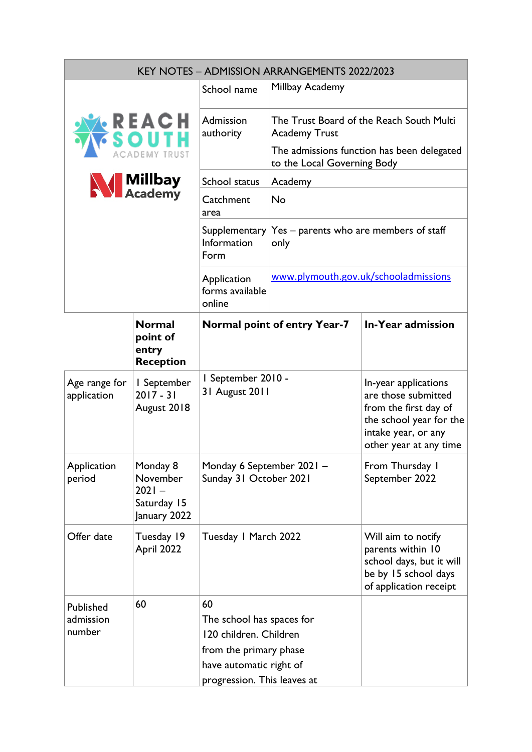| KEY NOTES – ADMISSION ARRANGEMENTS 2022/2023 | | | |
|---|---|---|---|
| | School name | Millbay Academy | |
| | Admission authority | The Trust Board of the Reach South Multi Academy Trust<br><br>The admissions function has been delegated to the Local Governing Body | |
| | School status | Academy | |
| | Catchment area | No | |
| | Supplementary Information Form | Yes – parents who are members of staff only | |
| | Application forms available online | [www.plymouth.gov.uk/schooladmissions](http://www.plymouth.gov.uk/schooladmissions) | |

| | **Normal point of entry Reception** | **Normal point of entry Year-7** | **In-Year admission** |
|---|---|---|---|
| Age range for application | 1 September 2017 - 31 August 2018 | 1 September 2010 - 31 August 2011 | In-year applications are those submitted from the first day of the school year for the intake year, or any other year at any time |
| Application period | Monday 8 November 2021 – Saturday 15 January 2022 | Monday 6 September 2021 – Sunday 31 October 2021 | From Thursday 1 September 2022 |
| Offer date | Tuesday 19 April 2022 | Tuesday 1 March 2022 | Will aim to notify parents within 10 school days, but it will be by 15 school days of application receipt |
| Published admission number | 60 | 60<br>The school has spaces for 120 children. Children from the primary phase have automatic right of progression. This leaves at | |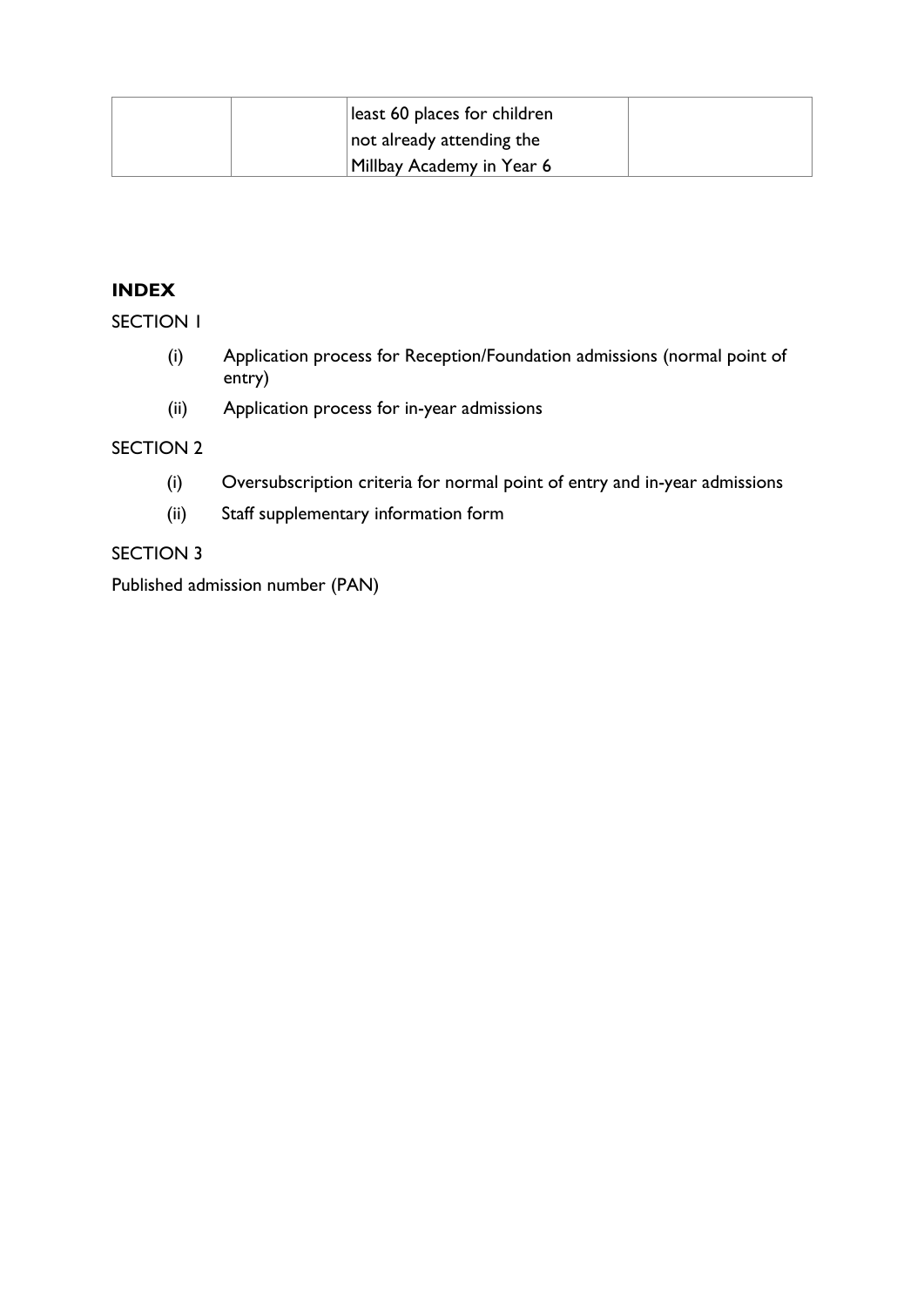| | | least 60 places for children not already attending the Millbay Academy in Year 6 | |
|---|---|---|---|

**INDEX**

SECTION 1

- (i) Application process for Reception/Foundation admissions (normal point of entry)
- (ii) Application process for in-year admissions

SECTION 2

- (i) Oversubscription criteria for normal point of entry and in-year admissions
- (ii) Staff supplementary information form

SECTION 3

Published admission number (PAN)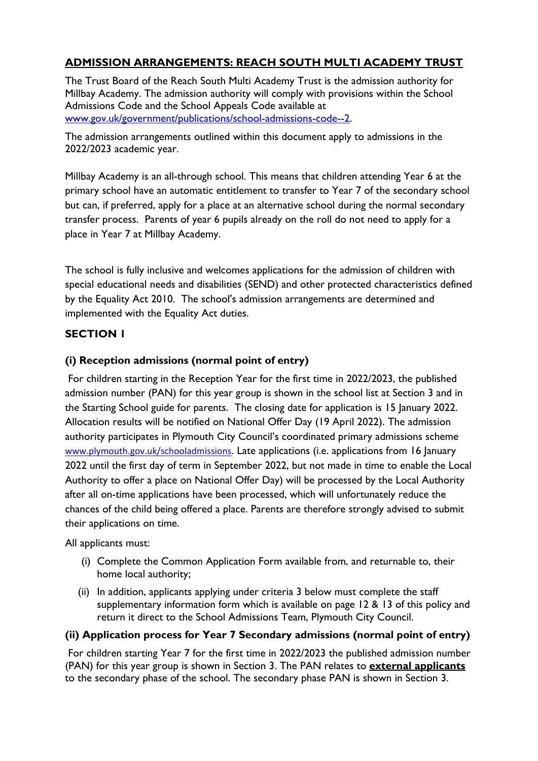## ADMISSION ARRANGEMENTS: REACH SOUTH MULTI ACADEMY TRUST

The Trust Board of the Reach South Multi Academy Trust is the admission authority for Millbay Academy. The admission authority will comply with provisions within the School Admissions Code and the School Appeals Code available at www.gov.uk/government/publications/school-admissions-code--2.

The admission arrangements outlined within this document apply to admissions in the 2022/2023 academic year.

Millbay Academy is an all-through school. This means that children attending Year 6 at the primary school have an automatic entitlement to transfer to Year 7 of the secondary school but can, if preferred, apply for a place at an alternative school during the normal secondary transfer process. Parents of year 6 pupils already on the roll do not need to apply for a place in Year 7 at Millbay Academy.

The school is fully inclusive and welcomes applications for the admission of children with special educational needs and disabilities (SEND) and other protected characteristics defined by the Equality Act 2010. The school's admission arrangements are determined and implemented with the Equality Act duties.

### SECTION 1

#### (i) Reception admissions (normal point of entry)

For children starting in the Reception Year for the first time in 2022/2023, the published admission number (PAN) for this year group is shown in the school list at Section 3 and in the Starting School guide for parents. The closing date for application is 15 January 2022. Allocation results will be notified on National Offer Day (19 April 2022). The admission authority participates in Plymouth City Council's coordinated primary admissions scheme www.plymouth.gov.uk/schooladmissions. Late applications (i.e. applications from 16 January 2022 until the first day of term in September 2022, but not made in time to enable the Local Authority to offer a place on National Offer Day) will be processed by the Local Authority after all on-time applications have been processed, which will unfortunately reduce the chances of the child being offered a place. Parents are therefore strongly advised to submit their applications on time.

All applicants must:

(i) Complete the Common Application Form available from, and returnable to, their home local authority;

(ii) In addition, applicants applying under criteria 3 below must complete the staff supplementary information form which is available on page 12 & 13 of this policy and return it direct to the School Admissions Team, Plymouth City Council.

#### (ii) Application process for Year 7 Secondary admissions (normal point of entry)

For children starting Year 7 for the first time in 2022/2023 the published admission number (PAN) for this year group is shown in Section 3. The PAN relates to **external applicants** to the secondary phase of the school. The secondary phase PAN is shown in Section 3.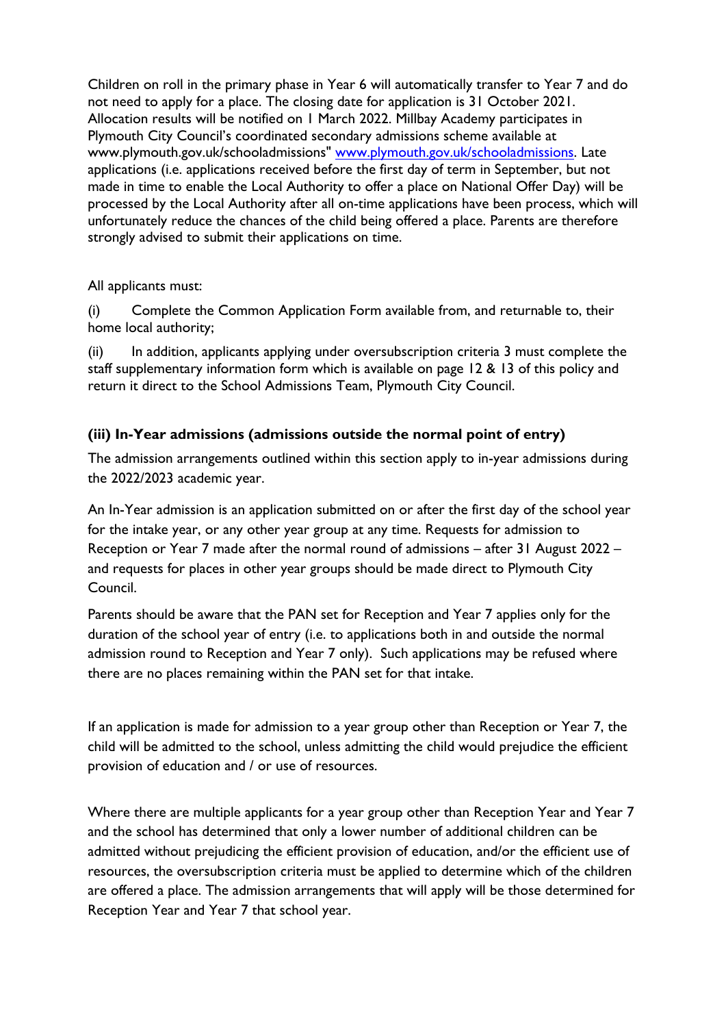Children on roll in the primary phase in Year 6 will automatically transfer to Year 7 and do not need to apply for a place. The closing date for application is 31 October 2021. Allocation results will be notified on 1 March 2022. Millbay Academy participates in Plymouth City Council's coordinated secondary admissions scheme available at www.plymouth.gov.uk/schooladmissions" [www.plymouth.gov.uk/schooladmissions](www.plymouth.gov.uk/schooladmissions). Late applications (i.e. applications received before the first day of term in September, but not made in time to enable the Local Authority to offer a place on National Offer Day) will be processed by the Local Authority after all on-time applications have been process, which will unfortunately reduce the chances of the child being offered a place. Parents are therefore strongly advised to submit their applications on time.

All applicants must:

(i) Complete the Common Application Form available from, and returnable to, their home local authority;

(ii) In addition, applicants applying under oversubscription criteria 3 must complete the staff supplementary information form which is available on page 12 & 13 of this policy and return it direct to the School Admissions Team, Plymouth City Council.

### (iii) In-Year admissions (admissions outside the normal point of entry)

The admission arrangements outlined within this section apply to in-year admissions during the 2022/2023 academic year.

An In-Year admission is an application submitted on or after the first day of the school year for the intake year, or any other year group at any time. Requests for admission to Reception or Year 7 made after the normal round of admissions – after 31 August 2022 – and requests for places in other year groups should be made direct to Plymouth City Council.

Parents should be aware that the PAN set for Reception and Year 7 applies only for the duration of the school year of entry (i.e. to applications both in and outside the normal admission round to Reception and Year 7 only). Such applications may be refused where there are no places remaining within the PAN set for that intake.

If an application is made for admission to a year group other than Reception or Year 7, the child will be admitted to the school, unless admitting the child would prejudice the efficient provision of education and / or use of resources.

Where there are multiple applicants for a year group other than Reception Year and Year 7 and the school has determined that only a lower number of additional children can be admitted without prejudicing the efficient provision of education, and/or the efficient use of resources, the oversubscription criteria must be applied to determine which of the children are offered a place. The admission arrangements that will apply will be those determined for Reception Year and Year 7 that school year.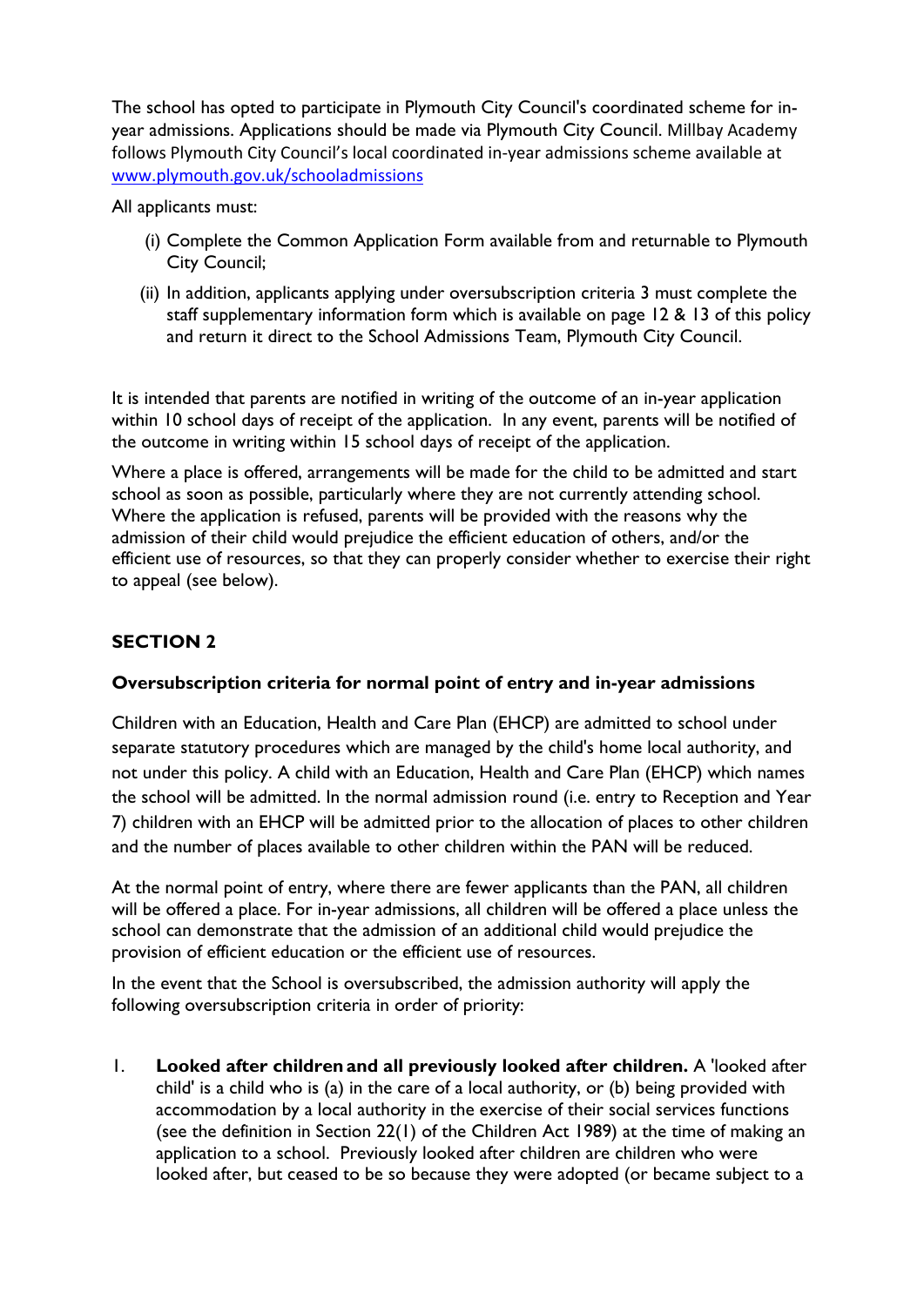The school has opted to participate in Plymouth City Council's coordinated scheme for in-year admissions. Applications should be made via Plymouth City Council. Millbay Academy follows Plymouth City Council's local coordinated in-year admissions scheme available at [www.plymouth.gov.uk/schooladmissions](http://www.plymouth.gov.uk/schooladmissions)

All applicants must:

(i) Complete the Common Application Form available from and returnable to Plymouth City Council;

(ii) In addition, applicants applying under oversubscription criteria 3 must complete the staff supplementary information form which is available on page 12 & 13 of this policy and return it direct to the School Admissions Team, Plymouth City Council.

It is intended that parents are notified in writing of the outcome of an in-year application within 10 school days of receipt of the application. In any event, parents will be notified of the outcome in writing within 15 school days of receipt of the application.

Where a place is offered, arrangements will be made for the child to be admitted and start school as soon as possible, particularly where they are not currently attending school. Where the application is refused, parents will be provided with the reasons why the admission of their child would prejudice the efficient education of others, and/or the efficient use of resources, so that they can properly consider whether to exercise their right to appeal (see below).

## SECTION 2

### Oversubscription criteria for normal point of entry and in-year admissions

Children with an Education, Health and Care Plan (EHCP) are admitted to school under separate statutory procedures which are managed by the child's home local authority, and not under this policy. A child with an Education, Health and Care Plan (EHCP) which names the school will be admitted. In the normal admission round (i.e. entry to Reception and Year 7) children with an EHCP will be admitted prior to the allocation of places to other children and the number of places available to other children within the PAN will be reduced.

At the normal point of entry, where there are fewer applicants than the PAN, all children will be offered a place. For in-year admissions, all children will be offered a place unless the school can demonstrate that the admission of an additional child would prejudice the provision of efficient education or the efficient use of resources.

In the event that the School is oversubscribed, the admission authority will apply the following oversubscription criteria in order of priority:

1. **Looked after children and all previously looked after children.** A 'looked after child' is a child who is (a) in the care of a local authority, or (b) being provided with accommodation by a local authority in the exercise of their social services functions (see the definition in Section 22(1) of the Children Act 1989) at the time of making an application to a school. Previously looked after children are children who were looked after, but ceased to be so because they were adopted (or became subject to a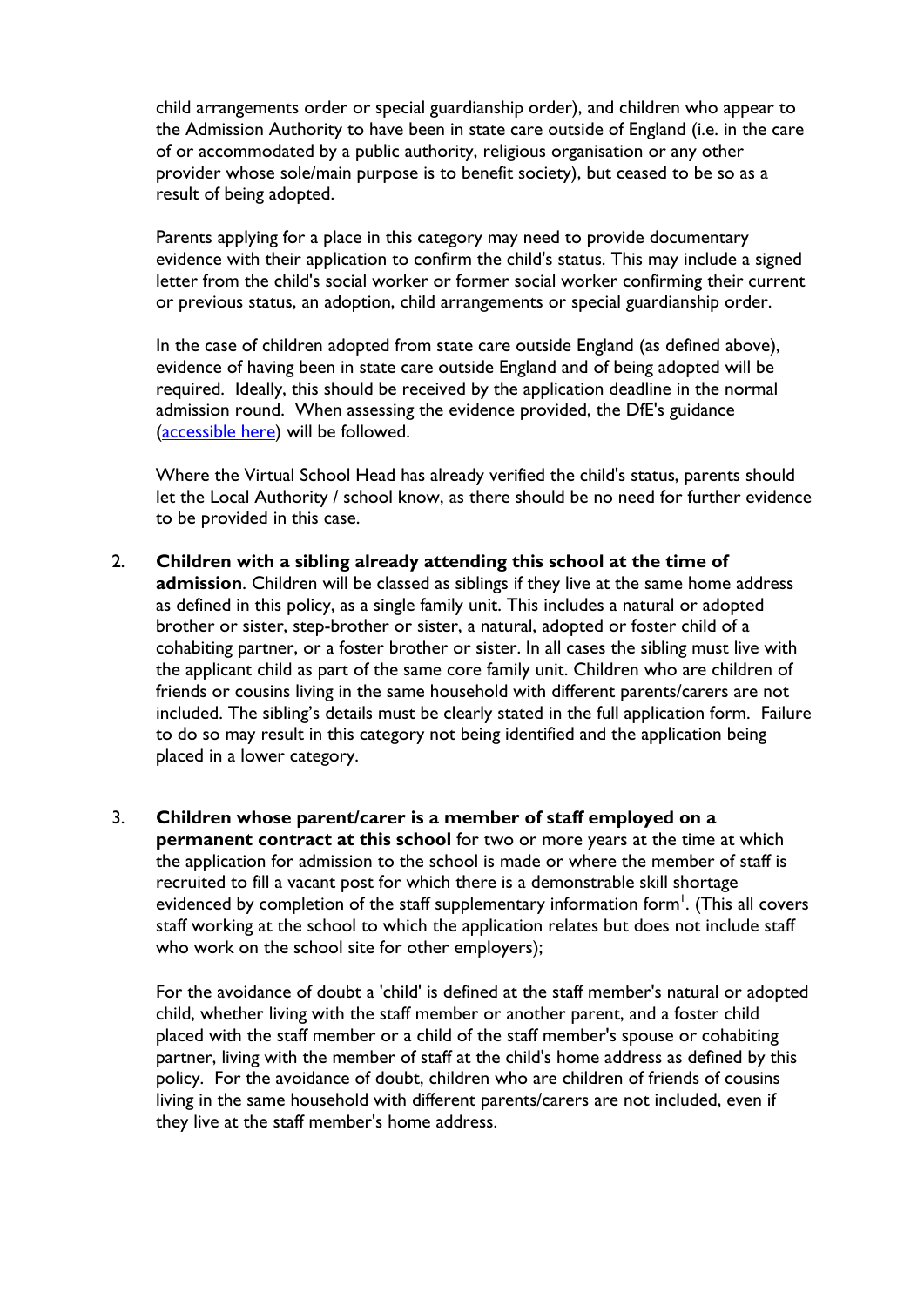child arrangements order or special guardianship order), and children who appear to the Admission Authority to have been in state care outside of England (i.e. in the care of or accommodated by a public authority, religious organisation or any other provider whose sole/main purpose is to benefit society), but ceased to be so as a result of being adopted.

Parents applying for a place in this category may need to provide documentary evidence with their application to confirm the child's status. This may include a signed letter from the child's social worker or former social worker confirming their current or previous status, an adoption, child arrangements or special guardianship order.

In the case of children adopted from state care outside England (as defined above), evidence of having been in state care outside England and of being adopted will be required. Ideally, this should be received by the application deadline in the normal admission round. When assessing the evidence provided, the DfE's guidance (accessible here) will be followed.

Where the Virtual School Head has already verified the child's status, parents should let the Local Authority / school know, as there should be no need for further evidence to be provided in this case.

2. **Children with a sibling already attending this school at the time of admission**. Children will be classed as siblings if they live at the same home address as defined in this policy, as a single family unit. This includes a natural or adopted brother or sister, step-brother or sister, a natural, adopted or foster child of a cohabiting partner, or a foster brother or sister. In all cases the sibling must live with the applicant child as part of the same core family unit. Children who are children of friends or cousins living in the same household with different parents/carers are not included. The sibling's details must be clearly stated in the full application form. Failure to do so may result in this category not being identified and the application being placed in a lower category.

3. **Children whose parent/carer is a member of staff employed on a permanent contract at this school** for two or more years at the time at which the application for admission to the school is made or where the member of staff is recruited to fill a vacant post for which there is a demonstrable skill shortage evidenced by completion of the staff supplementary information form[1]. (This all covers staff working at the school to which the application relates but does not include staff who work on the school site for other employers);

   For the avoidance of doubt a 'child' is defined at the staff member's natural or adopted child, whether living with the staff member or another parent, and a foster child placed with the staff member or a child of the staff member's spouse or cohabiting partner, living with the member of staff at the child's home address as defined by this policy. For the avoidance of doubt, children who are children of friends of cousins living in the same household with different parents/carers are not included, even if they live at the staff member's home address.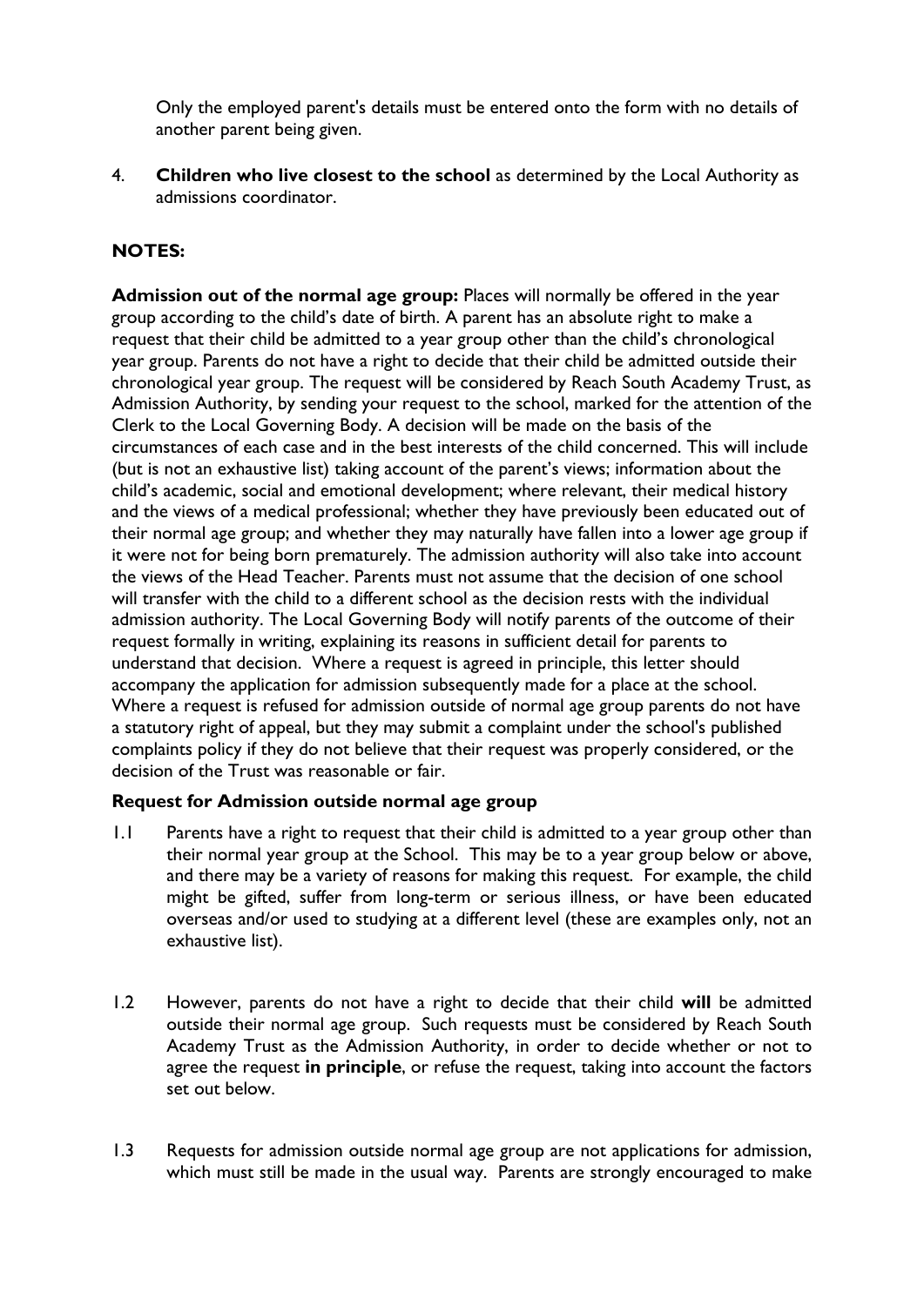Only the employed parent's details must be entered onto the form with no details of another parent being given.

4. **Children who live closest to the school** as determined by the Local Authority as admissions coordinator.

## NOTES:

**Admission out of the normal age group:** Places will normally be offered in the year group according to the child's date of birth. A parent has an absolute right to make a request that their child be admitted to a year group other than the child's chronological year group. Parents do not have a right to decide that their child be admitted outside their chronological year group. The request will be considered by Reach South Academy Trust, as Admission Authority, by sending your request to the school, marked for the attention of the Clerk to the Local Governing Body. A decision will be made on the basis of the circumstances of each case and in the best interests of the child concerned. This will include (but is not an exhaustive list) taking account of the parent's views; information about the child's academic, social and emotional development; where relevant, their medical history and the views of a medical professional; whether they have previously been educated out of their normal age group; and whether they may naturally have fallen into a lower age group if it were not for being born prematurely. The admission authority will also take into account the views of the Head Teacher. Parents must not assume that the decision of one school will transfer with the child to a different school as the decision rests with the individual admission authority. The Local Governing Body will notify parents of the outcome of their request formally in writing, explaining its reasons in sufficient detail for parents to understand that decision. Where a request is agreed in principle, this letter should accompany the application for admission subsequently made for a place at the school. Where a request is refused for admission outside of normal age group parents do not have a statutory right of appeal, but they may submit a complaint under the school's published complaints policy if they do not believe that their request was properly considered, or the decision of the Trust was reasonable or fair.

### Request for Admission outside normal age group

1.1 Parents have a right to request that their child is admitted to a year group other than their normal year group at the School. This may be to a year group below or above, and there may be a variety of reasons for making this request. For example, the child might be gifted, suffer from long-term or serious illness, or have been educated overseas and/or used to studying at a different level (these are examples only, not an exhaustive list).

1.2 However, parents do not have a right to decide that their child **will** be admitted outside their normal age group. Such requests must be considered by Reach South Academy Trust as the Admission Authority, in order to decide whether or not to agree the request **in principle**, or refuse the request, taking into account the factors set out below.

1.3 Requests for admission outside normal age group are not applications for admission, which must still be made in the usual way. Parents are strongly encouraged to make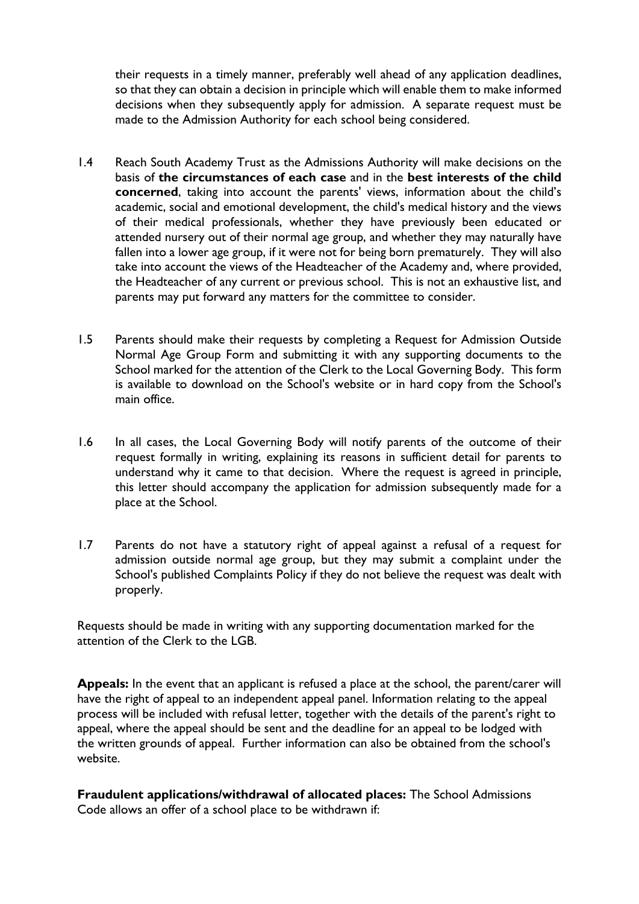their requests in a timely manner, preferably well ahead of any application deadlines, so that they can obtain a decision in principle which will enable them to make informed decisions when they subsequently apply for admission. A separate request must be made to the Admission Authority for each school being considered.

1.4 Reach South Academy Trust as the Admissions Authority will make decisions on the basis of **the circumstances of each case** and in the **best interests of the child concerned**, taking into account the parents' views, information about the child's academic, social and emotional development, the child's medical history and the views of their medical professionals, whether they have previously been educated or attended nursery out of their normal age group, and whether they may naturally have fallen into a lower age group, if it were not for being born prematurely. They will also take into account the views of the Headteacher of the Academy and, where provided, the Headteacher of any current or previous school. This is not an exhaustive list, and parents may put forward any matters for the committee to consider.

1.5 Parents should make their requests by completing a Request for Admission Outside Normal Age Group Form and submitting it with any supporting documents to the School marked for the attention of the Clerk to the Local Governing Body. This form is available to download on the School's website or in hard copy from the School's main office.

1.6 In all cases, the Local Governing Body will notify parents of the outcome of their request formally in writing, explaining its reasons in sufficient detail for parents to understand why it came to that decision. Where the request is agreed in principle, this letter should accompany the application for admission subsequently made for a place at the School.

1.7 Parents do not have a statutory right of appeal against a refusal of a request for admission outside normal age group, but they may submit a complaint under the School's published Complaints Policy if they do not believe the request was dealt with properly.

Requests should be made in writing with any supporting documentation marked for the attention of the Clerk to the LGB.

**Appeals:** In the event that an applicant is refused a place at the school, the parent/carer will have the right of appeal to an independent appeal panel. Information relating to the appeal process will be included with refusal letter, together with the details of the parent's right to appeal, where the appeal should be sent and the deadline for an appeal to be lodged with the written grounds of appeal. Further information can also be obtained from the school's website.

**Fraudulent applications/withdrawal of allocated places:** The School Admissions Code allows an offer of a school place to be withdrawn if: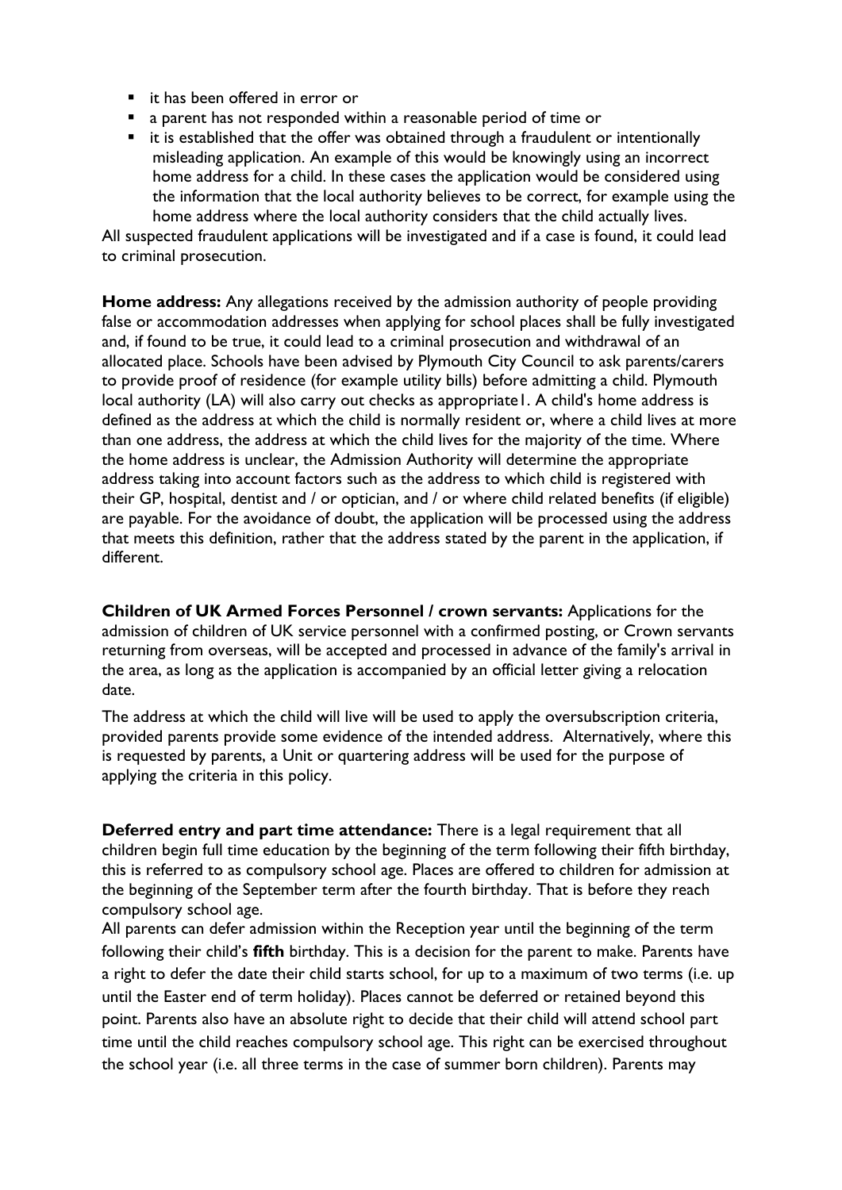- it has been offered in error or
- a parent has not responded within a reasonable period of time or
- it is established that the offer was obtained through a fraudulent or intentionally misleading application. An example of this would be knowingly using an incorrect home address for a child. In these cases the application would be considered using the information that the local authority believes to be correct, for example using the home address where the local authority considers that the child actually lives.

All suspected fraudulent applications will be investigated and if a case is found, it could lead to criminal prosecution.

**Home address:** Any allegations received by the admission authority of people providing false or accommodation addresses when applying for school places shall be fully investigated and, if found to be true, it could lead to a criminal prosecution and withdrawal of an allocated place. Schools have been advised by Plymouth City Council to ask parents/carers to provide proof of residence (for example utility bills) before admitting a child. Plymouth local authority (LA) will also carry out checks as appropriate1. A child's home address is defined as the address at which the child is normally resident or, where a child lives at more than one address, the address at which the child lives for the majority of the time. Where the home address is unclear, the Admission Authority will determine the appropriate address taking into account factors such as the address to which child is registered with their GP, hospital, dentist and / or optician, and / or where child related benefits (if eligible) are payable. For the avoidance of doubt, the application will be processed using the address that meets this definition, rather that the address stated by the parent in the application, if different.

**Children of UK Armed Forces Personnel / crown servants:** Applications for the admission of children of UK service personnel with a confirmed posting, or Crown servants returning from overseas, will be accepted and processed in advance of the family's arrival in the area, as long as the application is accompanied by an official letter giving a relocation date.

The address at which the child will live will be used to apply the oversubscription criteria, provided parents provide some evidence of the intended address. Alternatively, where this is requested by parents, a Unit or quartering address will be used for the purpose of applying the criteria in this policy.

**Deferred entry and part time attendance:** There is a legal requirement that all children begin full time education by the beginning of the term following their fifth birthday, this is referred to as compulsory school age. Places are offered to children for admission at the beginning of the September term after the fourth birthday. That is before they reach compulsory school age.

All parents can defer admission within the Reception year until the beginning of the term following their child's **fifth** birthday. This is a decision for the parent to make. Parents have a right to defer the date their child starts school, for up to a maximum of two terms (i.e. up until the Easter end of term holiday). Places cannot be deferred or retained beyond this point. Parents also have an absolute right to decide that their child will attend school part time until the child reaches compulsory school age. This right can be exercised throughout the school year (i.e. all three terms in the case of summer born children). Parents may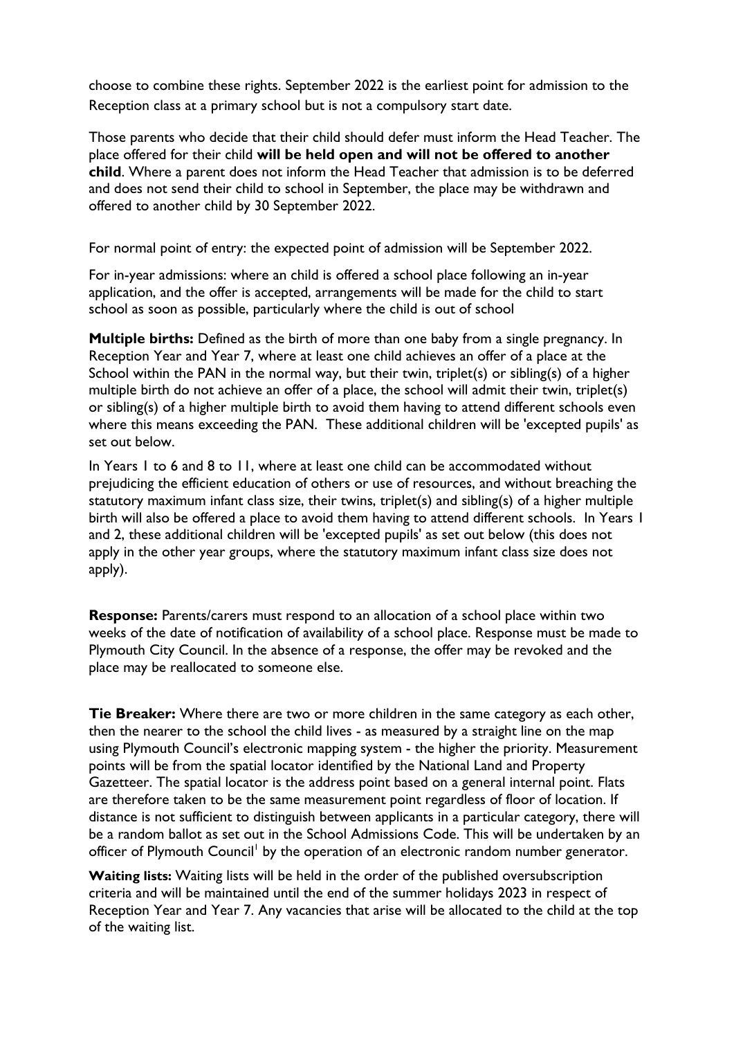choose to combine these rights. September 2022 is the earliest point for admission to the Reception class at a primary school but is not a compulsory start date.

Those parents who decide that their child should defer must inform the Head Teacher. The place offered for their child **will be held open and will not be offered to another child**. Where a parent does not inform the Head Teacher that admission is to be deferred and does not send their child to school in September, the place may be withdrawn and offered to another child by 30 September 2022.

For normal point of entry: the expected point of admission will be September 2022.

For in-year admissions: where an child is offered a school place following an in-year application, and the offer is accepted, arrangements will be made for the child to start school as soon as possible, particularly where the child is out of school

**Multiple births:** Defined as the birth of more than one baby from a single pregnancy. In Reception Year and Year 7, where at least one child achieves an offer of a place at the School within the PAN in the normal way, but their twin, triplet(s) or sibling(s) of a higher multiple birth do not achieve an offer of a place, the school will admit their twin, triplet(s) or sibling(s) of a higher multiple birth to avoid them having to attend different schools even where this means exceeding the PAN. These additional children will be 'excepted pupils' as set out below.

In Years 1 to 6 and 8 to 11, where at least one child can be accommodated without prejudicing the efficient education of others or use of resources, and without breaching the statutory maximum infant class size, their twins, triplet(s) and sibling(s) of a higher multiple birth will also be offered a place to avoid them having to attend different schools. In Years 1 and 2, these additional children will be 'excepted pupils' as set out below (this does not apply in the other year groups, where the statutory maximum infant class size does not apply).

**Response:** Parents/carers must respond to an allocation of a school place within two weeks of the date of notification of availability of a school place. Response must be made to Plymouth City Council. In the absence of a response, the offer may be revoked and the place may be reallocated to someone else.

**Tie Breaker:** Where there are two or more children in the same category as each other, then the nearer to the school the child lives - as measured by a straight line on the map using Plymouth Council's electronic mapping system - the higher the priority. Measurement points will be from the spatial locator identified by the National Land and Property Gazetteer. The spatial locator is the address point based on a general internal point. Flats are therefore taken to be the same measurement point regardless of floor of location. If distance is not sufficient to distinguish between applicants in a particular category, there will be a random ballot as set out in the School Admissions Code. This will be undertaken by an officer of Plymouth Council[1] by the operation of an electronic random number generator.

**Waiting lists:** Waiting lists will be held in the order of the published oversubscription criteria and will be maintained until the end of the summer holidays 2023 in respect of Reception Year and Year 7. Any vacancies that arise will be allocated to the child at the top of the waiting list.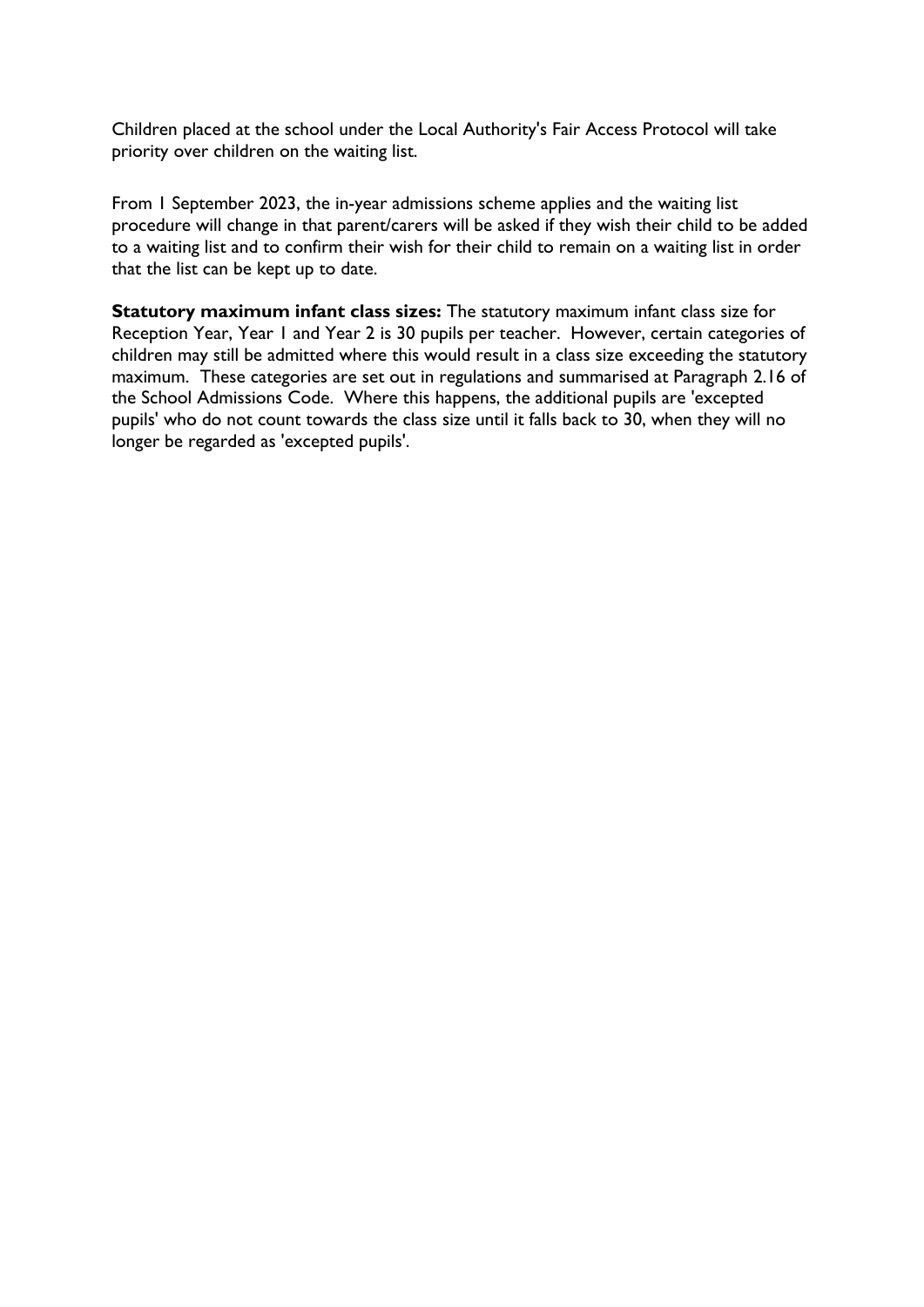Children placed at the school under the Local Authority's Fair Access Protocol will take priority over children on the waiting list.

From 1 September 2023, the in-year admissions scheme applies and the waiting list procedure will change in that parent/carers will be asked if they wish their child to be added to a waiting list and to confirm their wish for their child to remain on a waiting list in order that the list can be kept up to date.

**Statutory maximum infant class sizes:** The statutory maximum infant class size for Reception Year, Year 1 and Year 2 is 30 pupils per teacher. However, certain categories of children may still be admitted where this would result in a class size exceeding the statutory maximum. These categories are set out in regulations and summarised at Paragraph 2.16 of the School Admissions Code. Where this happens, the additional pupils are 'excepted pupils' who do not count towards the class size until it falls back to 30, when they will no longer be regarded as 'excepted pupils'.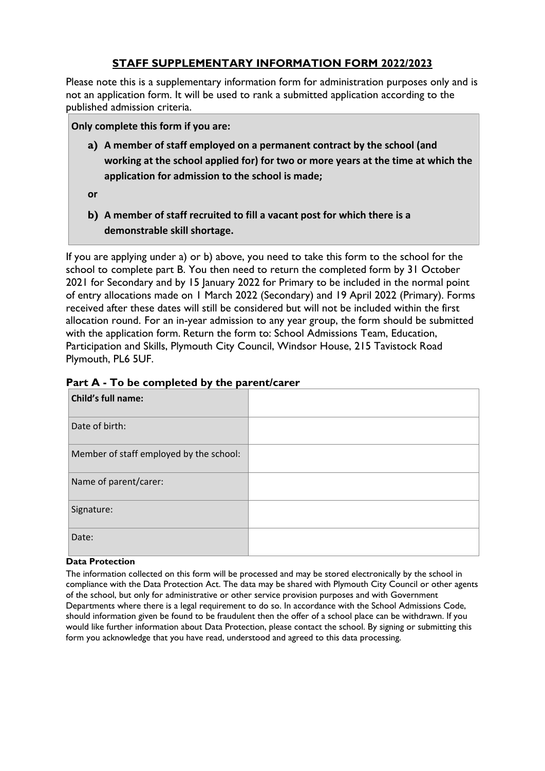# STAFF SUPPLEMENTARY INFORMATION FORM 2022/2023

Please note this is a supplementary information form for administration purposes only and is not an application form. It will be used to rank a submitted application according to the published admission criteria.

**Only complete this form if you are:**

**a) A member of staff employed on a permanent contract by the school (and working at the school applied for) for two or more years at the time at which the application for admission to the school is made;**

**or**

**b) A member of staff recruited to fill a vacant post for which there is a demonstrable skill shortage.**

If you are applying under a) or b) above, you need to take this form to the school for the school to complete part B. You then need to return the completed form by 31 October 2021 for Secondary and by 15 January 2022 for Primary to be included in the normal point of entry allocations made on 1 March 2022 (Secondary) and 19 April 2022 (Primary). Forms received after these dates will still be considered but will not be included within the first allocation round. For an in-year admission to any year group, the form should be submitted with the application form. Return the form to: School Admissions Team, Education, Participation and Skills, Plymouth City Council, Windsor House, 215 Tavistock Road Plymouth, PL6 5UF.

## Part A - To be completed by the parent/carer

| **Child's full name:** | |
|---|---|
| Date of birth: | |
| Member of staff employed by the school: | |
| Name of parent/carer: | |
| Signature: | |
| Date: | |

**Data Protection**

The information collected on this form will be processed and may be stored electronically by the school in compliance with the Data Protection Act. The data may be shared with Plymouth City Council or other agents of the school, but only for administrative or other service provision purposes and with Government Departments where there is a legal requirement to do so. In accordance with the School Admissions Code, should information given be found to be fraudulent then the offer of a school place can be withdrawn. If you would like further information about Data Protection, please contact the school. By signing or submitting this form you acknowledge that you have read, understood and agreed to this data processing.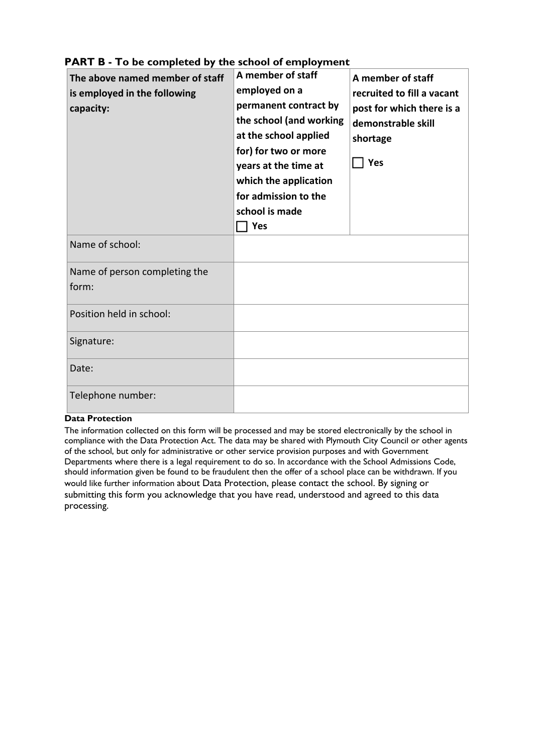## PART B - To be completed by the school of employment

| **The above named member of staff is employed in the following capacity:** | **A member of staff employed on a permanent contract by the school (and working at the school applied for) for two or more years at the time at which the application for admission to the school is made** ☐ **Yes** | **A member of staff recruited to fill a vacant post for which there is a demonstrable skill shortage** ☐ **Yes** |
|---|---|---|
| Name of school: | | |
| Name of person completing the form: | | |
| Position held in school: | | |
| Signature: | | |
| Date: | | |
| Telephone number: | | |

**Data Protection**

The information collected on this form will be processed and may be stored electronically by the school in compliance with the Data Protection Act. The data may be shared with Plymouth City Council or other agents of the school, but only for administrative or other service provision purposes and with Government Departments where there is a legal requirement to do so. In accordance with the School Admissions Code, should information given be found to be fraudulent then the offer of a school place can be withdrawn. If you would like further information about Data Protection, please contact the school. By signing or submitting this form you acknowledge that you have read, understood and agreed to this data processing.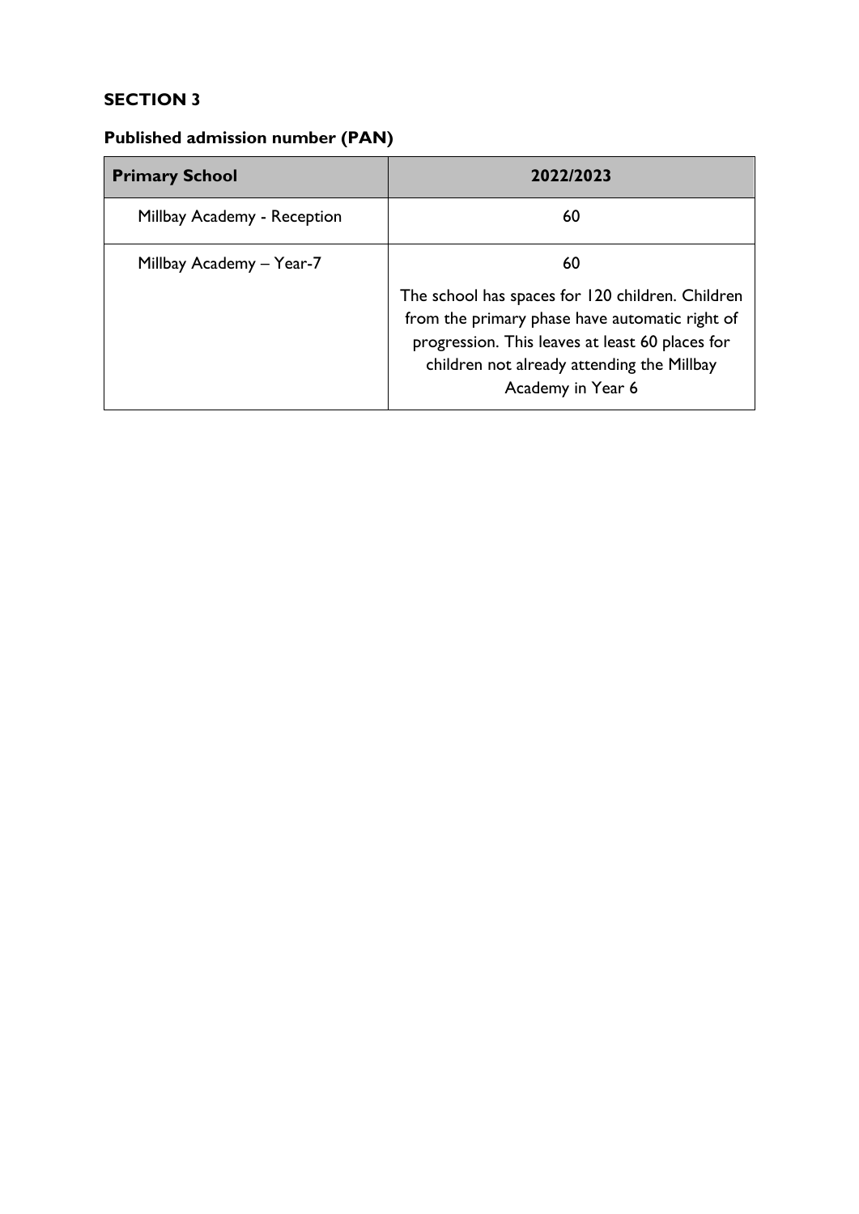## SECTION 3

### Published admission number (PAN)

| Primary School | 2022/2023 |
|---|---|
| Millbay Academy - Reception | 60 |
| Millbay Academy – Year-7 | 60<br><br>The school has spaces for 120 children. Children from the primary phase have automatic right of progression. This leaves at least 60 places for children not already attending the Millbay Academy in Year 6 |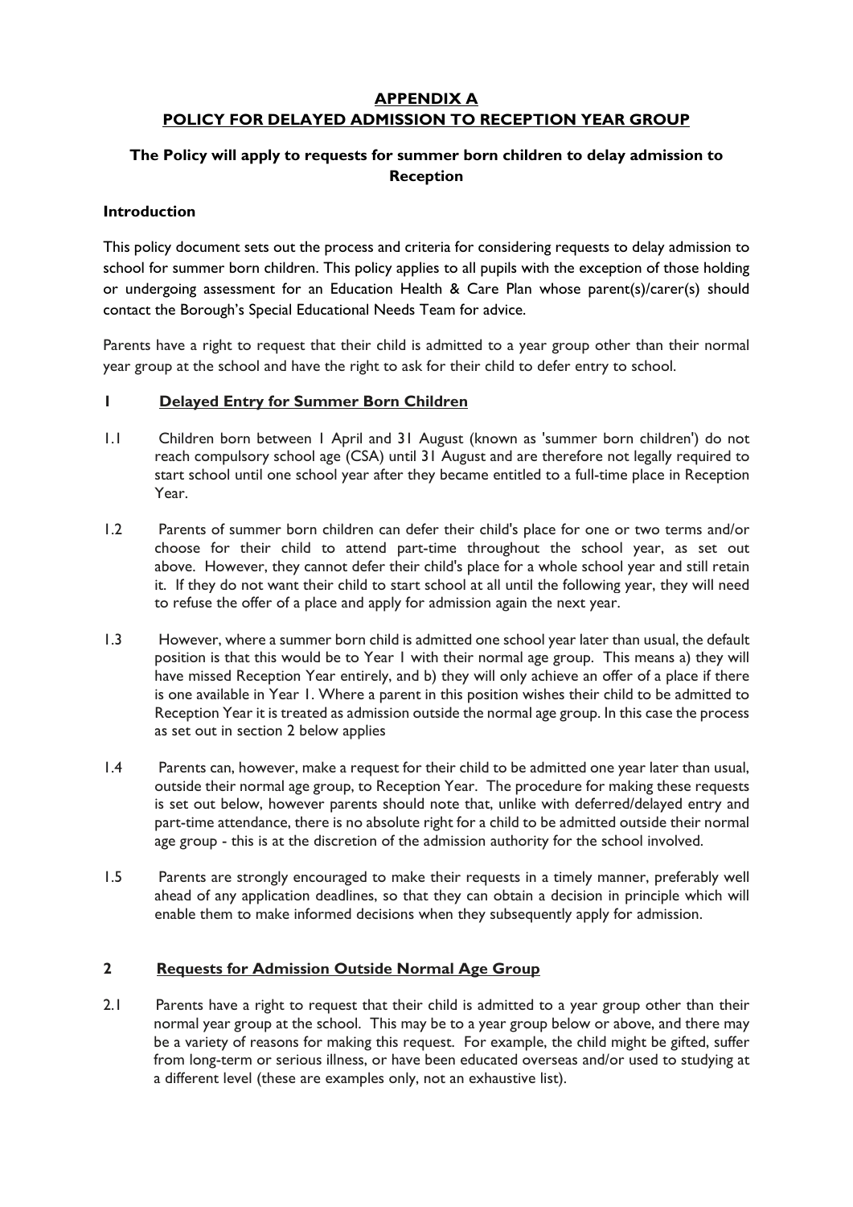# APPENDIX A
# POLICY FOR DELAYED ADMISSION TO RECEPTION YEAR GROUP

### The Policy will apply to requests for summer born children to delay admission to Reception

**Introduction**

This policy document sets out the process and criteria for considering requests to delay admission to school for summer born children. This policy applies to all pupils with the exception of those holding or undergoing assessment for an Education Health & Care Plan whose parent(s)/carer(s) should contact the Borough's Special Educational Needs Team for advice.

Parents have a right to request that their child is admitted to a year group other than their normal year group at the school and have the right to ask for their child to defer entry to school.

## 1 Delayed Entry for Summer Born Children

1.1 Children born between 1 April and 31 August (known as 'summer born children') do not reach compulsory school age (CSA) until 31 August and are therefore not legally required to start school until one school year after they became entitled to a full-time place in Reception Year.

1.2 Parents of summer born children can defer their child's place for one or two terms and/or choose for their child to attend part-time throughout the school year, as set out above. However, they cannot defer their child's place for a whole school year and still retain it. If they do not want their child to start school at all until the following year, they will need to refuse the offer of a place and apply for admission again the next year.

1.3 However, where a summer born child is admitted one school year later than usual, the default position is that this would be to Year 1 with their normal age group. This means a) they will have missed Reception Year entirely, and b) they will only achieve an offer of a place if there is one available in Year 1. Where a parent in this position wishes their child to be admitted to Reception Year it is treated as admission outside the normal age group. In this case the process as set out in section 2 below applies

1.4 Parents can, however, make a request for their child to be admitted one year later than usual, outside their normal age group, to Reception Year. The procedure for making these requests is set out below, however parents should note that, unlike with deferred/delayed entry and part-time attendance, there is no absolute right for a child to be admitted outside their normal age group - this is at the discretion of the admission authority for the school involved.

1.5 Parents are strongly encouraged to make their requests in a timely manner, preferably well ahead of any application deadlines, so that they can obtain a decision in principle which will enable them to make informed decisions when they subsequently apply for admission.

## 2 Requests for Admission Outside Normal Age Group

2.1 Parents have a right to request that their child is admitted to a year group other than their normal year group at the school. This may be to a year group below or above, and there may be a variety of reasons for making this request. For example, the child might be gifted, suffer from long-term or serious illness, or have been educated overseas and/or used to studying at a different level (these are examples only, not an exhaustive list).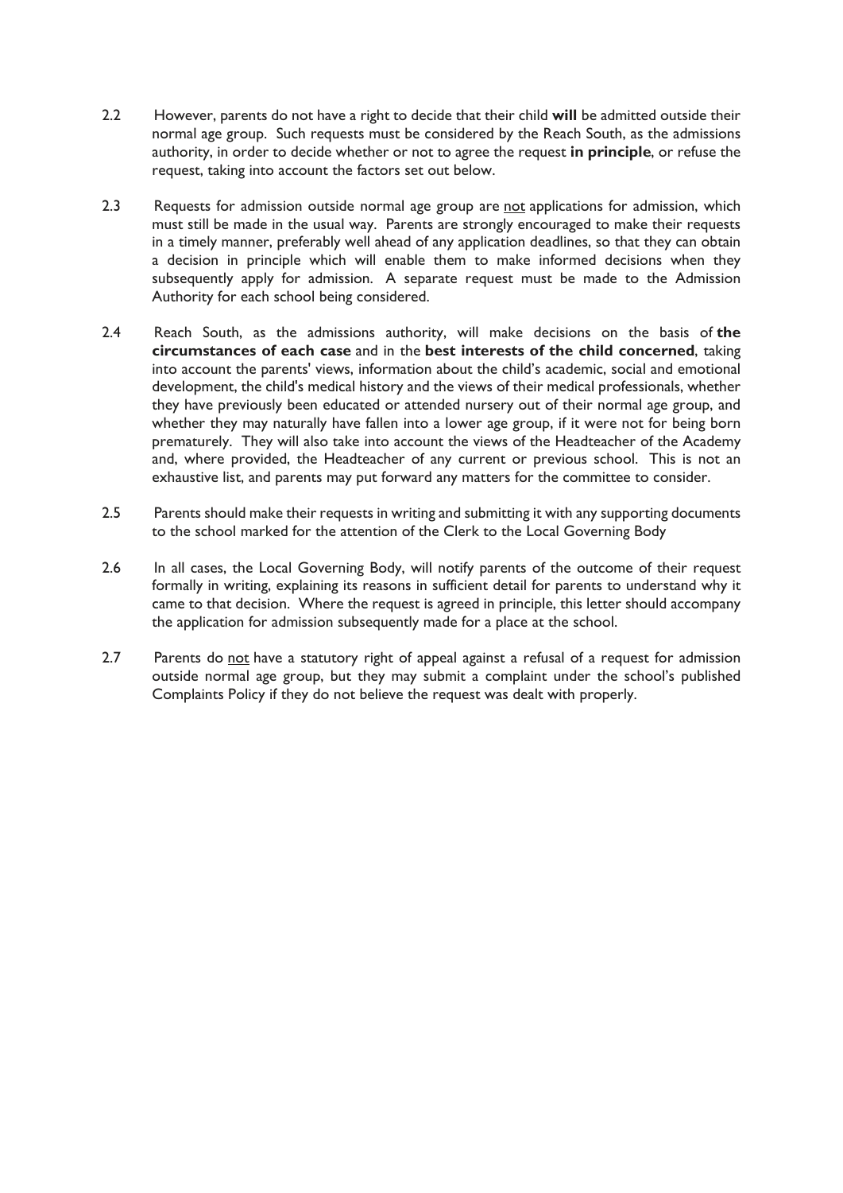2.2 However, parents do not have a right to decide that their child **will** be admitted outside their normal age group. Such requests must be considered by the Reach South, as the admissions authority, in order to decide whether or not to agree the request **in principle**, or refuse the request, taking into account the factors set out below.

2.3 Requests for admission outside normal age group are <u>not</u> applications for admission, which must still be made in the usual way. Parents are strongly encouraged to make their requests in a timely manner, preferably well ahead of any application deadlines, so that they can obtain a decision in principle which will enable them to make informed decisions when they subsequently apply for admission. A separate request must be made to the Admission Authority for each school being considered.

2.4 Reach South, as the admissions authority, will make decisions on the basis of **the circumstances of each case** and in the **best interests of the child concerned**, taking into account the parents' views, information about the child's academic, social and emotional development, the child's medical history and the views of their medical professionals, whether they have previously been educated or attended nursery out of their normal age group, and whether they may naturally have fallen into a lower age group, if it were not for being born prematurely. They will also take into account the views of the Headteacher of the Academy and, where provided, the Headteacher of any current or previous school. This is not an exhaustive list, and parents may put forward any matters for the committee to consider.

2.5 Parents should make their requests in writing and submitting it with any supporting documents to the school marked for the attention of the Clerk to the Local Governing Body

2.6 In all cases, the Local Governing Body, will notify parents of the outcome of their request formally in writing, explaining its reasons in sufficient detail for parents to understand why it came to that decision. Where the request is agreed in principle, this letter should accompany the application for admission subsequently made for a place at the school.

2.7 Parents do <u>not</u> have a statutory right of appeal against a refusal of a request for admission outside normal age group, but they may submit a complaint under the school's published Complaints Policy if they do not believe the request was dealt with properly.